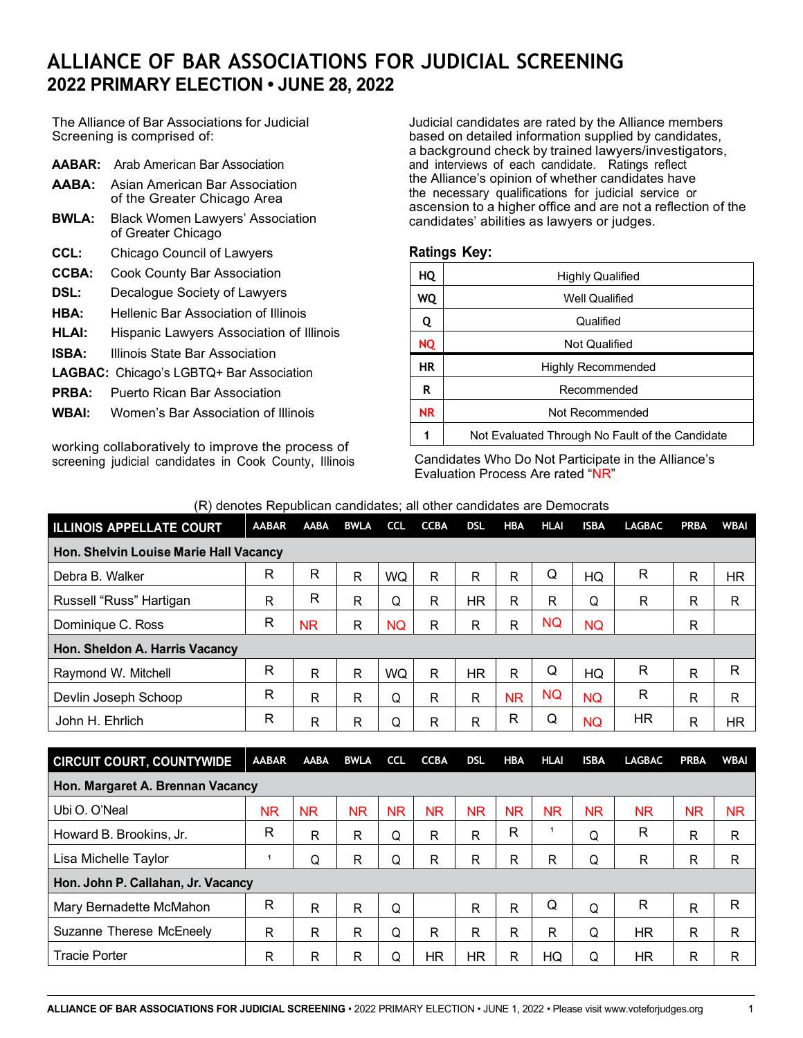# ALLIANCE OF BAR ASSOCIATIONS FOR JUDICIAL SCREENING

## 2022 PRIMARY ELECTION • JUNE 28, 2022

The Alliance of Bar Associations for Judicial Screening is comprised of:

- **AABAR:** Arab American Bar Association
- **AABA:** Asian American Bar Association of the Greater Chicago Area
- **BWLA:** Black Women Lawyers' Association of Greater Chicago
- **CCL:** Chicago Council of Lawyers
- **CCBA:** Cook County Bar Association
- **DSL:** Decalogue Society of Lawyers
- **HBA:** Hellenic Bar Association of Illinois
- **HLAI:** Hispanic Lawyers Association of Illinois
- **ISBA:** Illinois State Bar Association
- **LAGBAC:** Chicago's LGBTQ+ Bar Association
- **PRBA:** Puerto Rican Bar Association
- **WBAI:** Women's Bar Association of Illinois

working collaboratively to improve the process of screening judicial candidates in Cook County, Illinois

Judicial candidates are rated by the Alliance members based on detailed information supplied by candidates, a background check by trained lawyers/investigators, and interviews of each candidate. Ratings reflect the Alliance's opinion of whether candidates have the necessary qualifications for judicial service or ascension to a higher office and are not a reflection of the candidates' abilities as lawyers or judges.

### Ratings Key:

| | |
|---|---|
| HQ | Highly Qualified |
| WQ | Well Qualified |
| Q | Qualified |
| NQ | Not Qualified |
| HR | Highly Recommended |
| R | Recommended |
| NR | Not Recommended |
| 1 | Not Evaluated Through No Fault of the Candidate |

Candidates Who Do Not Participate in the Alliance's Evaluation Process Are rated "NR"

(R) denotes Republican candidates; all other candidates are Democrats

| ILLINOIS APPELLATE COURT | AABAR | AABA | BWLA | CCL | CCBA | DSL | HBA | HLAI | ISBA | LAGBAC | PRBA | WBAI |
|---|---|---|---|---|---|---|---|---|---|---|---|---|
| **Hon. Shelvin Louise Marie Hall Vacancy** | | | | | | | | | | | | |
| Debra B. Walker | R | R | R | WQ | R | R | R | Q | HQ | R | R | HR |
| Russell "Russ" Hartigan | R | R | R | Q | R | HR | R | R | Q | R | R | R |
| Dominique C. Ross | R | NR | R | NQ | R | R | R | NQ | NQ | | R | |
| **Hon. Sheldon A. Harris Vacancy** | | | | | | | | | | | | |
| Raymond W. Mitchell | R | R | R | WQ | R | HR | R | Q | HQ | R | R | R |
| Devlin Joseph Schoop | R | R | R | Q | R | R | NR | NQ | NQ | R | R | R |
| John H. Ehrlich | R | R | R | Q | R | R | R | Q | NQ | HR | R | HR |

| CIRCUIT COURT, COUNTYWIDE | AABAR | AABA | BWLA | CCL | CCBA | DSL | HBA | HLAI | ISBA | LAGBAC | PRBA | WBAI |
|---|---|---|---|---|---|---|---|---|---|---|---|---|
| **Hon. Margaret A. Brennan Vacancy** | | | | | | | | | | | | |
| Ubi O. O'Neal | NR | NR | NR | NR | NR | NR | NR | NR | NR | NR | NR | NR |
| Howard B. Brookins, Jr. | R | R | R | Q | R | R | R | 1 | Q | R | R | R |
| Lisa Michelle Taylor | 1 | Q | R | Q | R | R | R | R | Q | R | R | R |
| **Hon. John P. Callahan, Jr. Vacancy** | | | | | | | | | | | | |
| Mary Bernadette McMahon | R | R | R | Q | | R | R | Q | Q | R | R | R |
| Suzanne Therese McEneely | R | R | R | Q | R | R | R | R | Q | HR | R | R |
| Tracie Porter | R | R | R | Q | HR | HR | R | HQ | Q | HR | R | R |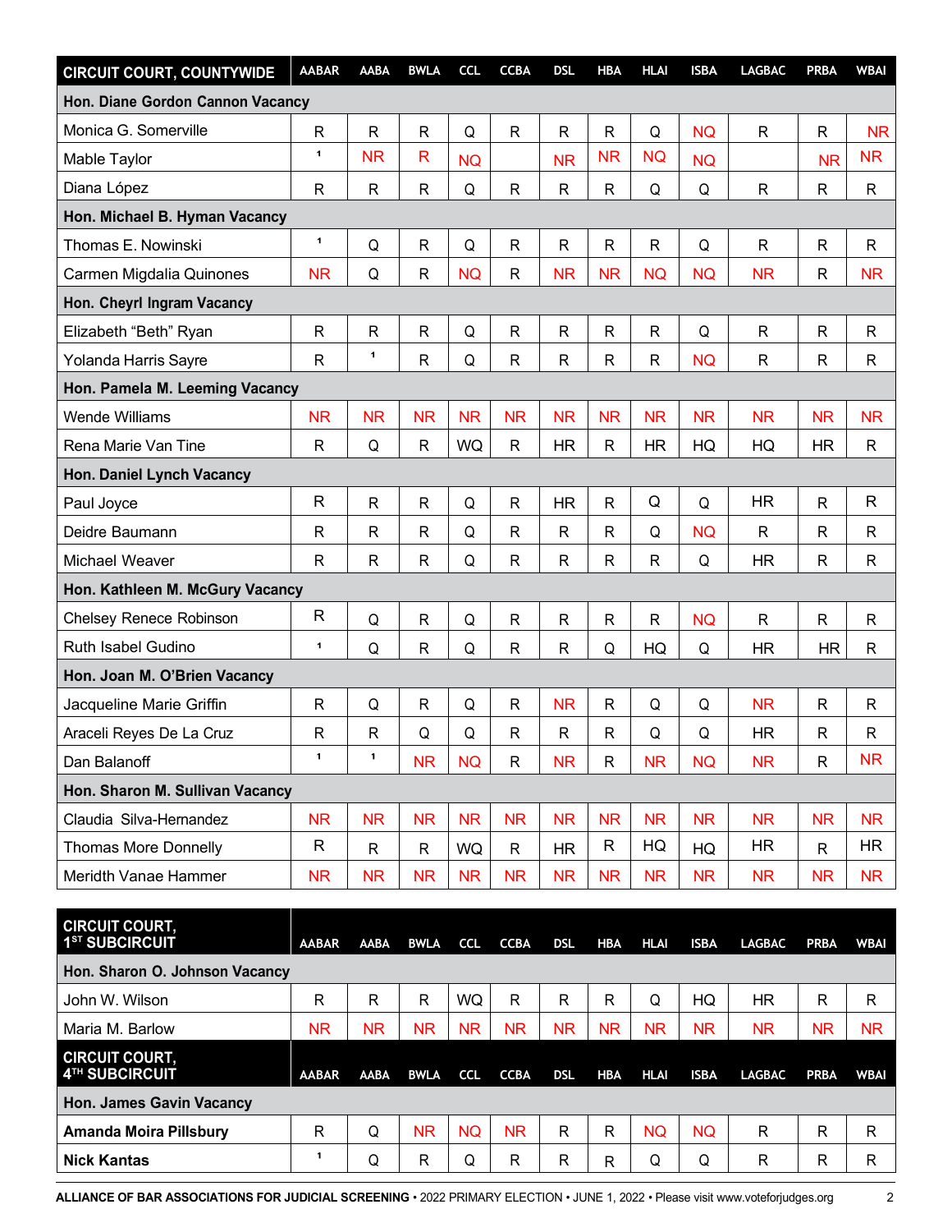| CIRCUIT COURT, COUNTYWIDE | AABAR | AABA | BWLA | CCL | CCBA | DSL | HBA | HLAI | ISBA | LAGBAC | PRBA | WBAI |
|---|---|---|---|---|---|---|---|---|---|---|---|---|
| **Hon. Diane Gordon Cannon Vacancy** | | | | | | | | | | | | |
| Monica G. Somerville | R | R | R | Q | R | R | R | Q | NQ | R | R | NR |
| Mable Taylor | 1 | NR | R | NQ | | NR | NR | NQ | NQ | | NR | NR |
| Diana López | R | R | R | Q | R | R | R | Q | Q | R | R | R |
| **Hon. Michael B. Hyman Vacancy** | | | | | | | | | | | | |
| Thomas E. Nowinski | 1 | Q | R | Q | R | R | R | R | Q | R | R | R |
| Carmen Migdalia Quinones | NR | Q | R | NQ | R | NR | NR | NQ | NQ | NR | R | NR |
| **Hon. Cheyrl Ingram Vacancy** | | | | | | | | | | | | |
| Elizabeth “Beth” Ryan | R | R | R | Q | R | R | R | R | Q | R | R | R |
| Yolanda Harris Sayre | R | 1 | R | Q | R | R | R | R | NQ | R | R | R |
| **Hon. Pamela M. Leeming Vacancy** | | | | | | | | | | | | |
| Wende Williams | NR | NR | NR | NR | NR | NR | NR | NR | NR | NR | NR | NR |
| Rena Marie Van Tine | R | Q | R | WQ | R | HR | R | HR | HQ | HQ | HR | R |
| **Hon. Daniel Lynch Vacancy** | | | | | | | | | | | | |
| Paul Joyce | R | R | R | Q | R | HR | R | Q | Q | HR | R | R |
| Deidre Baumann | R | R | R | Q | R | R | R | Q | NQ | R | R | R |
| Michael Weaver | R | R | R | Q | R | R | R | R | Q | HR | R | R |
| **Hon. Kathleen M. McGury Vacancy** | | | | | | | | | | | | |
| Chelsey Renece Robinson | R | Q | R | Q | R | R | R | R | NQ | R | R | R |
| Ruth Isabel Gudino | 1 | Q | R | Q | R | R | Q | HQ | Q | HR | HR | R |
| **Hon. Joan M. O’Brien Vacancy** | | | | | | | | | | | | |
| Jacqueline Marie Griffin | R | Q | R | Q | R | NR | R | Q | Q | NR | R | R |
| Araceli Reyes De La Cruz | R | R | Q | Q | R | R | R | Q | Q | HR | R | R |
| Dan Balanoff | 1 | 1 | NR | NQ | R | NR | R | NR | NQ | NR | R | NR |
| **Hon. Sharon M. Sullivan Vacancy** | | | | | | | | | | | | |
| Claudia Silva-Hernandez | NR | NR | NR | NR | NR | NR | NR | NR | NR | NR | NR | NR |
| Thomas More Donnelly | R | R | R | WQ | R | HR | R | HQ | HQ | HR | R | HR |
| Meridth Vanae Hammer | NR | NR | NR | NR | NR | NR | NR | NR | NR | NR | NR | NR |

| CIRCUIT COURT, 1ST SUBCIRCUIT | AABAR | AABA | BWLA | CCL | CCBA | DSL | HBA | HLAI | ISBA | LAGBAC | PRBA | WBAI |
|---|---|---|---|---|---|---|---|---|---|---|---|---|
| **Hon. Sharon O. Johnson Vacancy** | | | | | | | | | | | | |
| John W. Wilson | R | R | R | WQ | R | R | R | Q | HQ | HR | R | R |
| Maria M. Barlow | NR | NR | NR | NR | NR | NR | NR | NR | NR | NR | NR | NR |

| CIRCUIT COURT, 4TH SUBCIRCUIT | AABAR | AABA | BWLA | CCL | CCBA | DSL | HBA | HLAI | ISBA | LAGBAC | PRBA | WBAI |
|---|---|---|---|---|---|---|---|---|---|---|---|---|
| **Hon. James Gavin Vacancy** | | | | | | | | | | | | |
| **Amanda Moira Pillsbury** | R | Q | NR | NQ | NR | R | R | NQ | NQ | R | R | R |
| **Nick Kantas** | 1 | Q | R | Q | R | R | R | Q | Q | R | R | R |

**ALLIANCE OF BAR ASSOCIATIONS FOR JUDICIAL SCREENING** • 2022 PRIMARY ELECTION • JUNE 1, 2022 • Please visit www.voteforjudges.org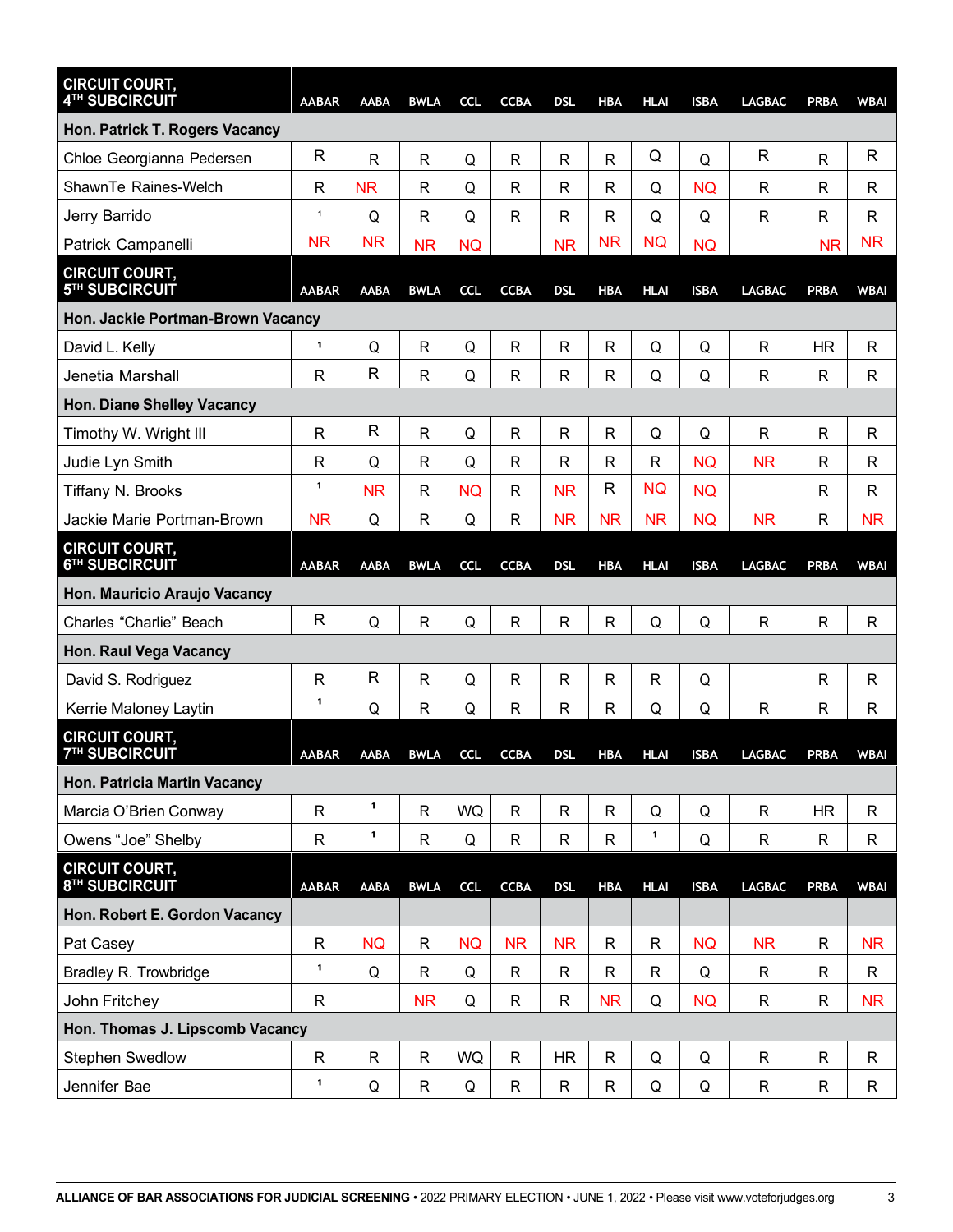| CIRCUIT COURT, 4TH SUBCIRCUIT | AABAR | AABA | BWLA | CCL | CCBA | DSL | HBA | HLAI | ISBA | LAGBAC | PRBA | WBAI |
|---|---|---|---|---|---|---|---|---|---|---|---|---|
| **Hon. Patrick T. Rogers Vacancy** | | | | | | | | | | | | |
| Chloe Georgianna Pedersen | R | R | R | Q | R | R | R | Q | Q | R | R | R |
| ShawnTe Raines-Welch | R | NR | R | Q | R | R | R | Q | NQ | R | R | R |
| Jerry Barrido | [1] | Q | R | Q | R | R | R | Q | Q | R | R | R |
| Patrick Campanelli | NR | NR | NR | NQ | | NR | NR | NQ | NQ | | NR | NR |
| **CIRCUIT COURT, 5TH SUBCIRCUIT** | **AABAR** | **AABA** | **BWLA** | **CCL** | **CCBA** | **DSL** | **HBA** | **HLAI** | **ISBA** | **LAGBAC** | **PRBA** | **WBAI** |
| **Hon. Jackie Portman-Brown Vacancy** | | | | | | | | | | | | |
| David L. Kelly | [1] | Q | R | Q | R | R | R | Q | Q | R | HR | R |
| Jenetia Marshall | R | R | R | Q | R | R | R | Q | Q | R | R | R |
| **Hon. Diane Shelley Vacancy** | | | | | | | | | | | | |
| Timothy W. Wright III | R | R | R | Q | R | R | R | Q | Q | R | R | R |
| Judie Lyn Smith | R | Q | R | Q | R | R | R | R | NQ | NR | R | R |
| Tiffany N. Brooks | [1] | NR | R | NQ | R | NR | R | NQ | NQ | | R | R |
| Jackie Marie Portman-Brown | NR | Q | R | Q | R | NR | NR | NR | NQ | NR | R | NR |
| **CIRCUIT COURT, 6TH SUBCIRCUIT** | **AABAR** | **AABA** | **BWLA** | **CCL** | **CCBA** | **DSL** | **HBA** | **HLAI** | **ISBA** | **LAGBAC** | **PRBA** | **WBAI** |
| **Hon. Mauricio Araujo Vacancy** | | | | | | | | | | | | |
| Charles "Charlie" Beach | R | Q | R | Q | R | R | R | Q | Q | R | R | R |
| **Hon. Raul Vega Vacancy** | | | | | | | | | | | | |
| David S. Rodriguez | R | R | R | Q | R | R | R | R | Q | | R | R |
| Kerrie Maloney Laytin | [1] | Q | R | Q | R | R | R | Q | Q | R | R | R |
| **CIRCUIT COURT, 7TH SUBCIRCUIT** | **AABAR** | **AABA** | **BWLA** | **CCL** | **CCBA** | **DSL** | **HBA** | **HLAI** | **ISBA** | **LAGBAC** | **PRBA** | **WBAI** |
| **Hon. Patricia Martin Vacancy** | | | | | | | | | | | | |
| Marcia O'Brien Conway | R | [1] | R | WQ | R | R | R | Q | Q | R | HR | R |
| Owens "Joe" Shelby | R | [1] | R | Q | R | R | R | [1] | Q | R | R | R |
| **CIRCUIT COURT, 8TH SUBCIRCUIT** | **AABAR** | **AABA** | **BWLA** | **CCL** | **CCBA** | **DSL** | **HBA** | **HLAI** | **ISBA** | **LAGBAC** | **PRBA** | **WBAI** |
| **Hon. Robert E. Gordon Vacancy** | | | | | | | | | | | | |
| Pat Casey | R | NQ | R | NQ | NR | NR | R | R | NQ | NR | R | NR |
| Bradley R. Trowbridge | [1] | Q | R | Q | R | R | R | R | Q | R | R | R |
| John Fritchey | R | | NR | Q | R | R | NR | Q | NQ | R | R | NR |
| **Hon. Thomas J. Lipscomb Vacancy** | | | | | | | | | | | | |
| Stephen Swedlow | R | R | R | WQ | R | HR | R | Q | Q | R | R | R |
| Jennifer Bae | [1] | Q | R | Q | R | R | R | Q | Q | R | R | R |

**ALLIANCE OF BAR ASSOCIATIONS FOR JUDICIAL SCREENING** • 2022 PRIMARY ELECTION • JUNE 1, 2022 • Please visit www.voteforjudges.org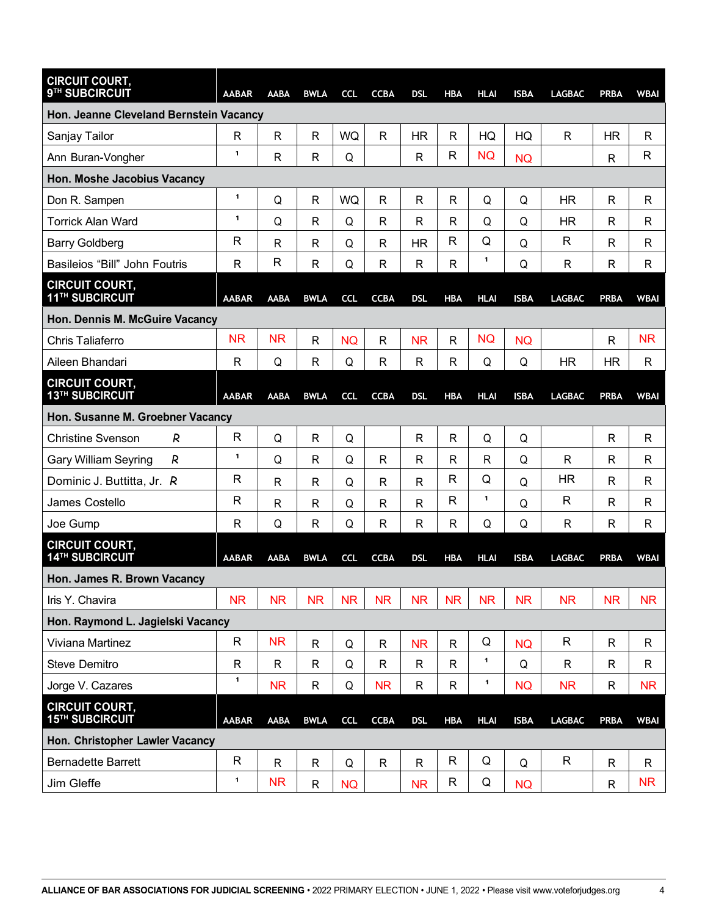| CIRCUIT COURT, 9TH SUBCIRCUIT | AABAR | AABA | BWLA | CCL | CCBA | DSL | HBA | HLAI | ISBA | LAGBAC | PRBA | WBAI |
|---|---|---|---|---|---|---|---|---|---|---|---|---|
| **Hon. Jeanne Cleveland Bernstein Vacancy** | | | | | | | | | | | | |
| Sanjay Tailor | R | R | R | WQ | R | HR | R | HQ | HQ | R | HR | R |
| Ann Buran-Vongher | [1] | R | R | Q | | R | R | NQ | NQ | | R | R |
| **Hon. Moshe Jacobius Vacancy** | | | | | | | | | | | | |
| Don R. Sampen | [1] | Q | R | WQ | R | R | R | Q | Q | HR | R | R |
| Torrick Alan Ward | [1] | Q | R | Q | R | R | R | Q | Q | HR | R | R |
| Barry Goldberg | R | R | R | Q | R | HR | R | Q | Q | R | R | R |
| Basileios "Bill" John Foutris | R | R | R | Q | R | R | R | [1] | Q | R | R | R |
| **CIRCUIT COURT, 11TH SUBCIRCUIT** | **AABAR** | **AABA** | **BWLA** | **CCL** | **CCBA** | **DSL** | **HBA** | **HLAI** | **ISBA** | **LAGBAC** | **PRBA** | **WBAI** |
| **Hon. Dennis M. McGuire Vacancy** | | | | | | | | | | | | |
| Chris Taliaferro | NR | NR | R | NQ | R | NR | R | NQ | NQ | | R | NR |
| Aileen Bhandari | R | Q | R | Q | R | R | R | Q | Q | HR | HR | R |
| **CIRCUIT COURT, 13TH SUBCIRCUIT** | **AABAR** | **AABA** | **BWLA** | **CCL** | **CCBA** | **DSL** | **HBA** | **HLAI** | **ISBA** | **LAGBAC** | **PRBA** | **WBAI** |
| **Hon. Susanne M. Groebner Vacancy** | | | | | | | | | | | | |
| Christine Svenson *R* | R | Q | R | Q | | R | R | Q | Q | | R | R |
| Gary William Seyring *R* | [1] | Q | R | Q | R | R | R | R | Q | R | R | R |
| Dominic J. Buttitta, Jr. *R* | R | R | R | Q | R | R | R | Q | Q | HR | R | R |
| James Costello | R | R | R | Q | R | R | R | [1] | Q | R | R | R |
| Joe Gump | R | Q | R | Q | R | R | R | Q | Q | R | R | R |
| **CIRCUIT COURT, 14TH SUBCIRCUIT** | **AABAR** | **AABA** | **BWLA** | **CCL** | **CCBA** | **DSL** | **HBA** | **HLAI** | **ISBA** | **LAGBAC** | **PRBA** | **WBAI** |
| **Hon. James R. Brown Vacancy** | | | | | | | | | | | | |
| Iris Y. Chavira | NR | NR | NR | NR | NR | NR | NR | NR | NR | NR | NR | NR |
| **Hon. Raymond L. Jagielski Vacancy** | | | | | | | | | | | | |
| Viviana Martinez | R | NR | R | Q | R | NR | R | Q | NQ | R | R | R |
| Steve Demitro | R | R | R | Q | R | R | R | [1] | Q | R | R | R |
| Jorge V. Cazares | [1] | NR | R | Q | NR | R | R | [1] | NQ | NR | R | NR |
| **CIRCUIT COURT, 15TH SUBCIRCUIT** | **AABAR** | **AABA** | **BWLA** | **CCL** | **CCBA** | **DSL** | **HBA** | **HLAI** | **ISBA** | **LAGBAC** | **PRBA** | **WBAI** |
| **Hon. Christopher Lawler Vacancy** | | | | | | | | | | | | |
| Bernadette Barrett | R | R | R | Q | R | R | R | Q | Q | R | R | R |
| Jim Gleffe | [1] | NR | R | NQ | | NR | R | Q | NQ | | R | NR |

**ALLIANCE OF BAR ASSOCIATIONS FOR JUDICIAL SCREENING** • 2022 PRIMARY ELECTION • JUNE 1, 2022 • Please visit www.voteforjudges.org